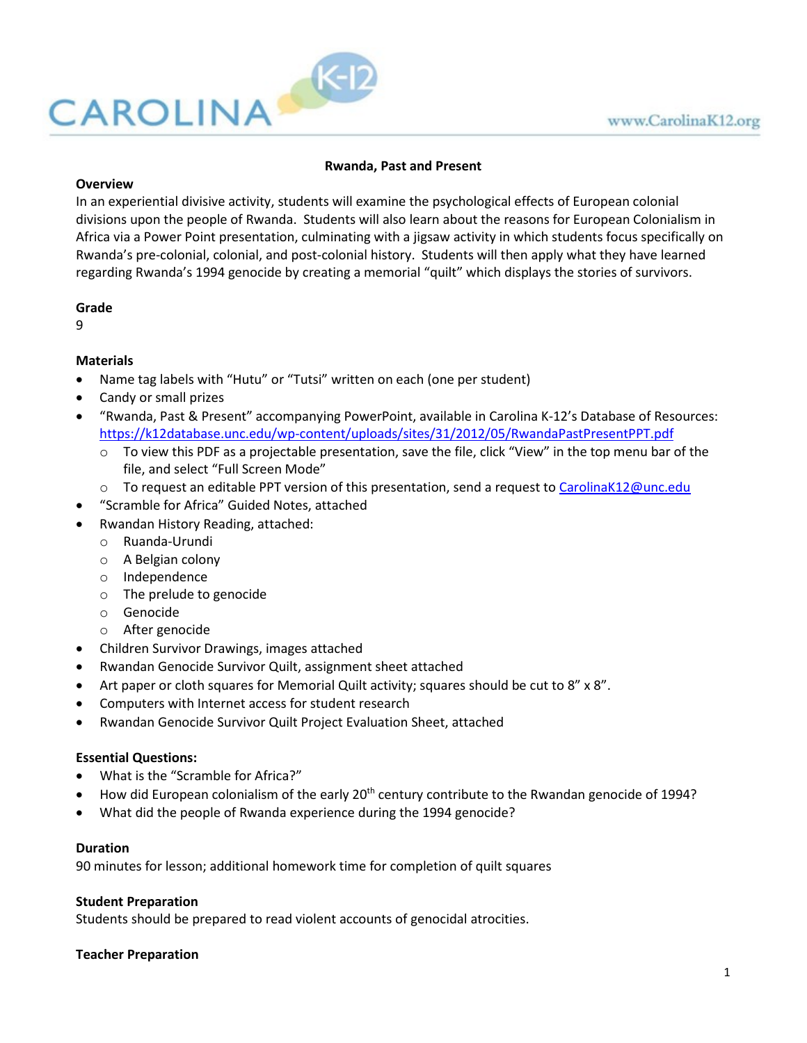# Rwanda, Past and Present

## Overview

In an experiential divisive activity, students will examine the psychological effects of European colonial divisions upon the people of Rwanda. Students will also learn about the reasons for European Colonialism in Africa via a Power Point presentation, culminating with a jigsaw activity in which students focus specifically on Rwanda's pre-colonial, colonial, and post-colonial history. Students will then apply what they have learned regarding Rwanda's 1994 genocide by creating a memorial "quilt" which displays the stories of survivors.

## Grade

9

## Materials

- Name tag labels with "Hutu" or "Tutsi" written on each (one per student)
- Candy or small prizes
- "Rwanda, Past & Present" accompanying PowerPoint, available in Carolina K-12's Database of Resources: https://k12database.unc.edu/wp-content/uploads/sites/31/2012/05/RwandaPastPresentPPT.pdf
  - To view this PDF as a projectable presentation, save the file, click "View" in the top menu bar of the file, and select "Full Screen Mode"
  - To request an editable PPT version of this presentation, send a request to CarolinaK12@unc.edu
- "Scramble for Africa" Guided Notes, attached
- Rwandan History Reading, attached:
  - Ruanda-Urundi
  - A Belgian colony
  - Independence
  - The prelude to genocide
  - Genocide
  - After genocide
- Children Survivor Drawings, images attached
- Rwandan Genocide Survivor Quilt, assignment sheet attached
- Art paper or cloth squares for Memorial Quilt activity; squares should be cut to 8" x 8".
- Computers with Internet access for student research
- Rwandan Genocide Survivor Quilt Project Evaluation Sheet, attached

## Essential Questions:

- What is the "Scramble for Africa?"
- How did European colonialism of the early 20th century contribute to the Rwandan genocide of 1994?
- What did the people of Rwanda experience during the 1994 genocide?

## Duration

90 minutes for lesson; additional homework time for completion of quilt squares

## Student Preparation

Students should be prepared to read violent accounts of genocidal atrocities.

## Teacher Preparation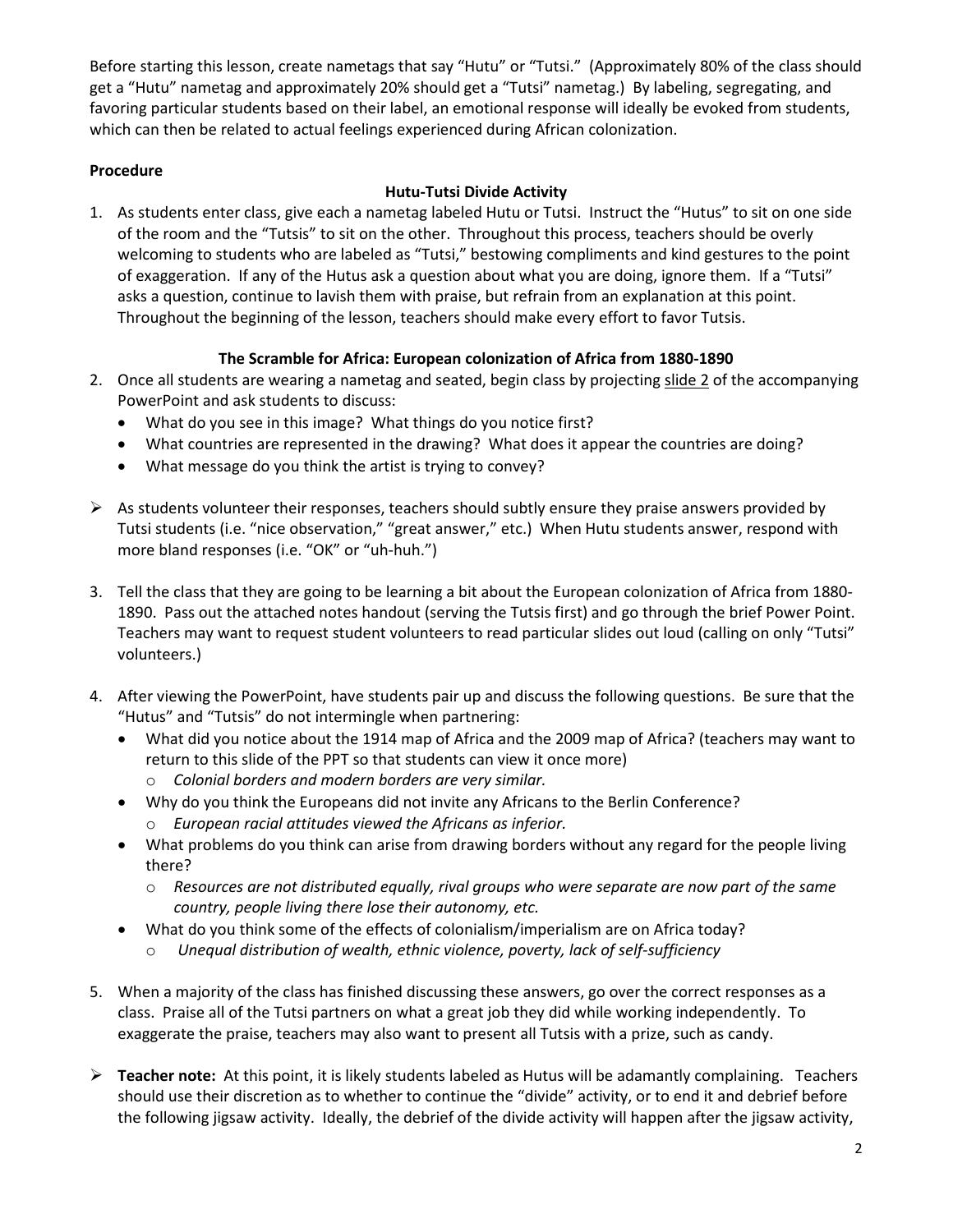Before starting this lesson, create nametags that say "Hutu" or "Tutsi." (Approximately 80% of the class should get a "Hutu" nametag and approximately 20% should get a "Tutsi" nametag.) By labeling, segregating, and favoring particular students based on their label, an emotional response will ideally be evoked from students, which can then be related to actual feelings experienced during African colonization.

**Procedure**

**Hutu-Tutsi Divide Activity**

1. As students enter class, give each a nametag labeled Hutu or Tutsi. Instruct the "Hutus" to sit on one side of the room and the "Tutsis" to sit on the other. Throughout this process, teachers should be overly welcoming to students who are labeled as "Tutsi," bestowing compliments and kind gestures to the point of exaggeration. If any of the Hutus ask a question about what you are doing, ignore them. If a "Tutsi" asks a question, continue to lavish them with praise, but refrain from an explanation at this point. Throughout the beginning of the lesson, teachers should make every effort to favor Tutsis.

**The Scramble for Africa: European colonization of Africa from 1880-1890**

2. Once all students are wearing a nametag and seated, begin class by projecting slide 2 of the accompanying PowerPoint and ask students to discuss:
   - What do you see in this image? What things do you notice first?
   - What countries are represented in the drawing? What does it appear the countries are doing?
   - What message do you think the artist is trying to convey?

- As students volunteer their responses, teachers should subtly ensure they praise answers provided by Tutsi students (i.e. "nice observation," "great answer," etc.) When Hutu students answer, respond with more bland responses (i.e. "OK" or "uh-huh.")

3. Tell the class that they are going to be learning a bit about the European colonization of Africa from 1880-1890. Pass out the attached notes handout (serving the Tutsis first) and go through the brief Power Point. Teachers may want to request student volunteers to read particular slides out loud (calling on only "Tutsi" volunteers.)

4. After viewing the PowerPoint, have students pair up and discuss the following questions. Be sure that the "Hutus" and "Tutsis" do not intermingle when partnering:
   - What did you notice about the 1914 map of Africa and the 2009 map of Africa? (teachers may want to return to this slide of the PPT so that students can view it once more)
     - *Colonial borders and modern borders are very similar.*
   - Why do you think the Europeans did not invite any Africans to the Berlin Conference?
     - *European racial attitudes viewed the Africans as inferior.*
   - What problems do you think can arise from drawing borders without any regard for the people living there?
     - *Resources are not distributed equally, rival groups who were separate are now part of the same country, people living there lose their autonomy, etc.*
   - What do you think some of the effects of colonialism/imperialism are on Africa today?
     - *Unequal distribution of wealth, ethnic violence, poverty, lack of self-sufficiency*

5. When a majority of the class has finished discussing these answers, go over the correct responses as a class. Praise all of the Tutsi partners on what a great job they did while working independently. To exaggerate the praise, teachers may also want to present all Tutsis with a prize, such as candy.

- **Teacher note:** At this point, it is likely students labeled as Hutus will be adamantly complaining. Teachers should use their discretion as to whether to continue the "divide" activity, or to end it and debrief before the following jigsaw activity. Ideally, the debrief of the divide activity will happen after the jigsaw activity,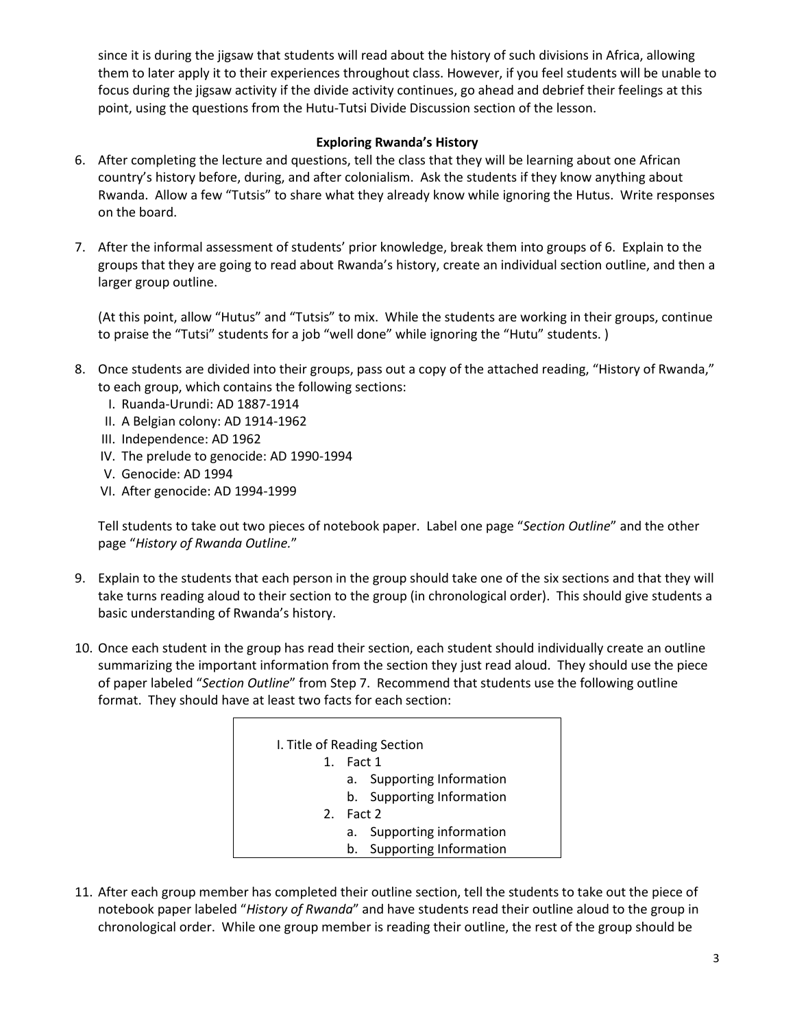since it is during the jigsaw that students will read about the history of such divisions in Africa, allowing them to later apply it to their experiences throughout class. However, if you feel students will be unable to focus during the jigsaw activity if the divide activity continues, go ahead and debrief their feelings at this point, using the questions from the Hutu-Tutsi Divide Discussion section of the lesson.

**Exploring Rwanda's History**

6. After completing the lecture and questions, tell the class that they will be learning about one African country's history before, during, and after colonialism. Ask the students if they know anything about Rwanda. Allow a few "Tutsis" to share what they already know while ignoring the Hutus. Write responses on the board.

7. After the informal assessment of students' prior knowledge, break them into groups of 6. Explain to the groups that they are going to read about Rwanda's history, create an individual section outline, and then a larger group outline.

   (At this point, allow "Hutus" and "Tutsis" to mix. While the students are working in their groups, continue to praise the "Tutsi" students for a job "well done" while ignoring the "Hutu" students. )

8. Once students are divided into their groups, pass out a copy of the attached reading, "History of Rwanda," to each group, which contains the following sections:
   - I. Ruanda-Urundi: AD 1887-1914
   - II. A Belgian colony: AD 1914-1962
   - III. Independence: AD 1962
   - IV. The prelude to genocide: AD 1990-1994
   - V. Genocide: AD 1994
   - VI. After genocide: AD 1994-1999

   Tell students to take out two pieces of notebook paper. Label one page "*Section Outline*" and the other page "*History of Rwanda Outline.*"

9. Explain to the students that each person in the group should take one of the six sections and that they will take turns reading aloud to their section to the group (in chronological order). This should give students a basic understanding of Rwanda's history.

10. Once each student in the group has read their section, each student should individually create an outline summarizing the important information from the section they just read aloud. They should use the piece of paper labeled "*Section Outline*" from Step 7. Recommend that students use the following outline format. They should have at least two facts for each section:

    ```
    I. Title of Reading Section
        1. Fact 1
            a. Supporting Information
            b. Supporting Information
        2. Fact 2
            a. Supporting information
            b. Supporting Information
    ```

11. After each group member has completed their outline section, tell the students to take out the piece of notebook paper labeled "*History of Rwanda*" and have students read their outline aloud to the group in chronological order. While one group member is reading their outline, the rest of the group should be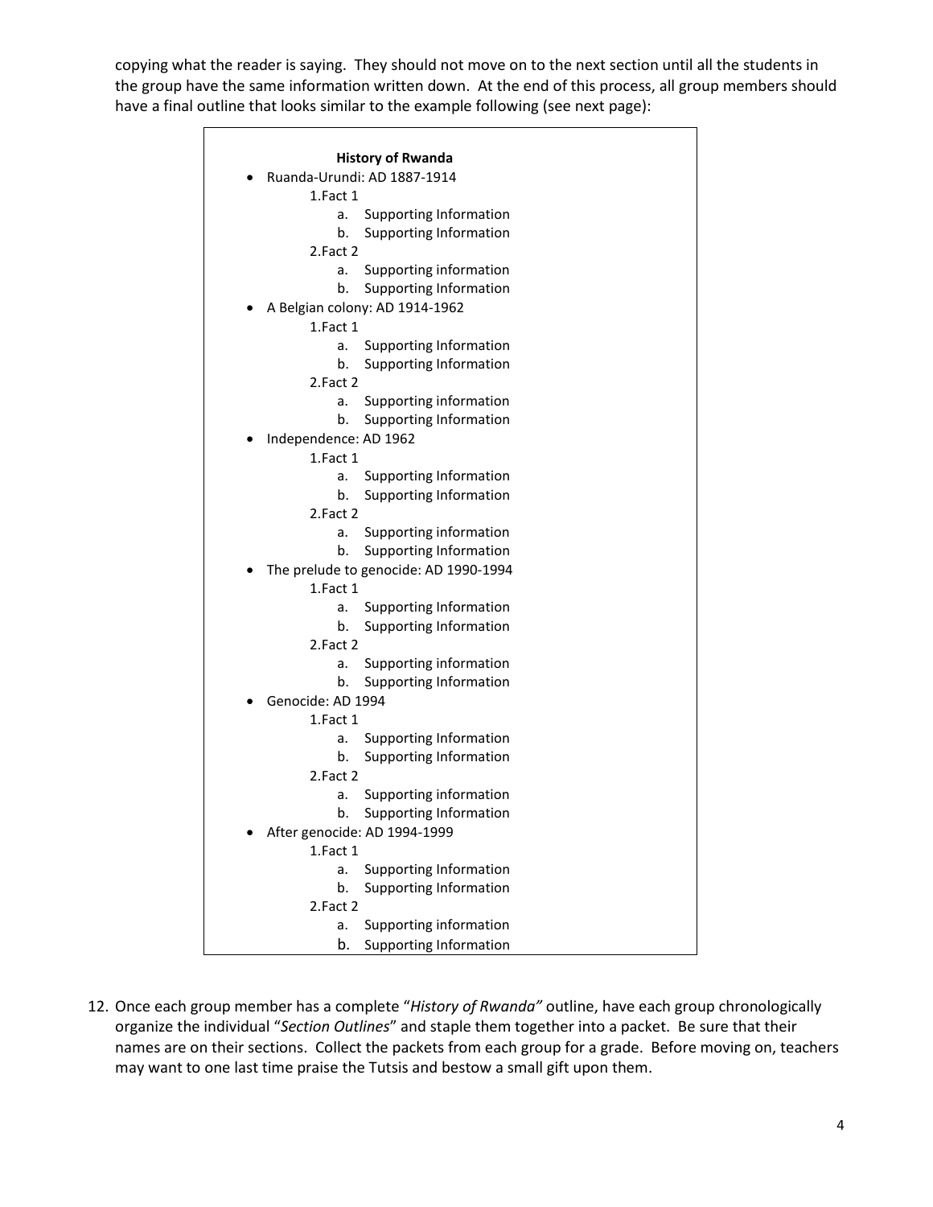copying what the reader is saying. They should not move on to the next section until all the students in the group have the same information written down. At the end of this process, all group members should have a final outline that looks similar to the example following (see next page):

**History of Rwanda**

- Ruanda-Urundi: AD 1887-1914
    1. Fact 1
        a. Supporting Information
        b. Supporting Information
    2. Fact 2
        a. Supporting information
        b. Supporting Information
- A Belgian colony: AD 1914-1962
    1. Fact 1
        a. Supporting Information
        b. Supporting Information
    2. Fact 2
        a. Supporting information
        b. Supporting Information
- Independence: AD 1962
    1. Fact 1
        a. Supporting Information
        b. Supporting Information
    2. Fact 2
        a. Supporting information
        b. Supporting Information
- The prelude to genocide: AD 1990-1994
    1. Fact 1
        a. Supporting Information
        b. Supporting Information
    2. Fact 2
        a. Supporting information
        b. Supporting Information
- Genocide: AD 1994
    1. Fact 1
        a. Supporting Information
        b. Supporting Information
    2. Fact 2
        a. Supporting information
        b. Supporting Information
- After genocide: AD 1994-1999
    1. Fact 1
        a. Supporting Information
        b. Supporting Information
    2. Fact 2
        a. Supporting information
        b. Supporting Information

12. Once each group member has a complete "*History of Rwanda"* outline, have each group chronologically organize the individual "*Section Outlines*" and staple them together into a packet. Be sure that their names are on their sections. Collect the packets from each group for a grade. Before moving on, teachers may want to one last time praise the Tutsis and bestow a small gift upon them.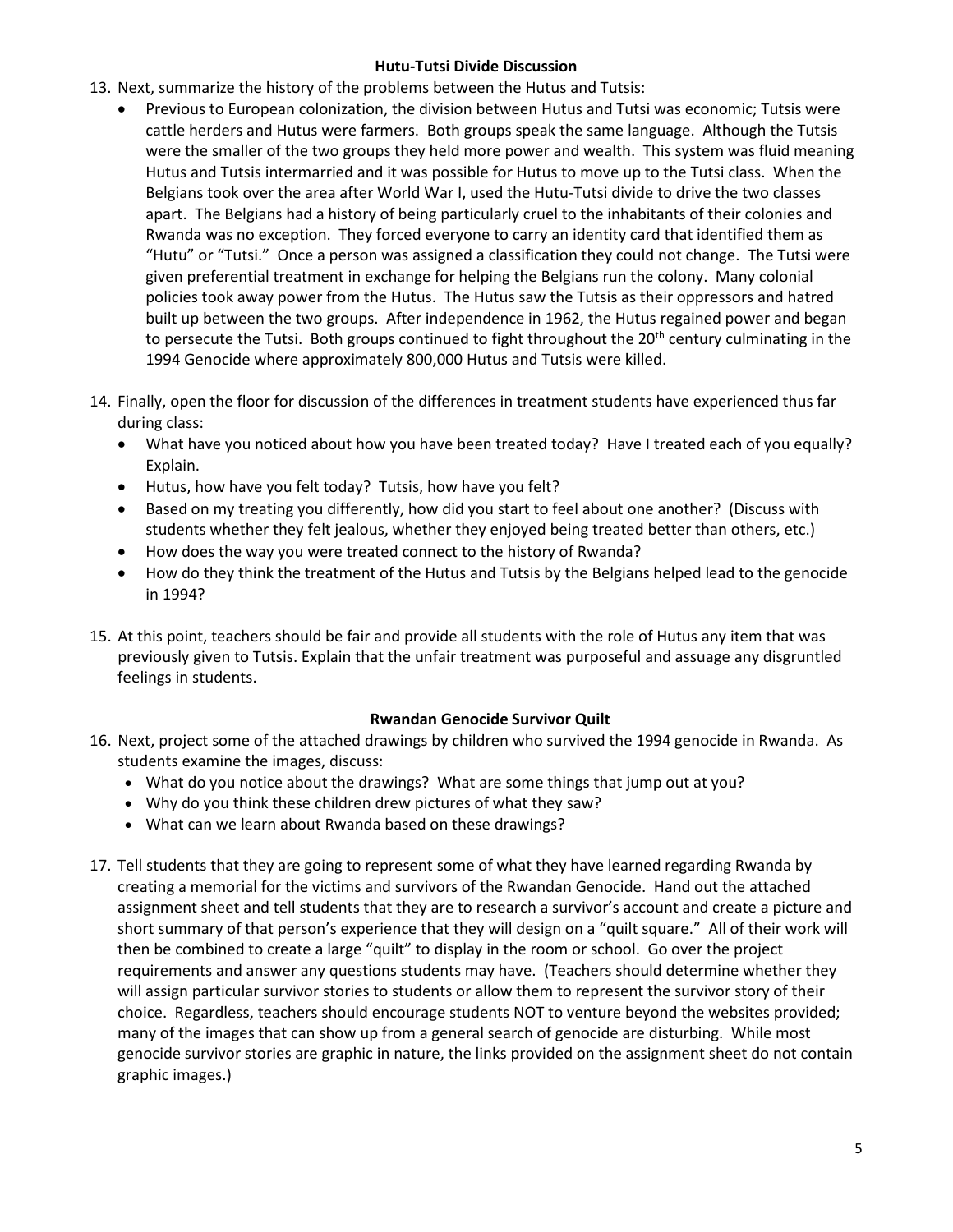### Hutu-Tutsi Divide Discussion

13. Next, summarize the history of the problems between the Hutus and Tutsis:
    - Previous to European colonization, the division between Hutus and Tutsi was economic; Tutsis were cattle herders and Hutus were farmers. Both groups speak the same language. Although the Tutsis were the smaller of the two groups they held more power and wealth. This system was fluid meaning Hutus and Tutsis intermarried and it was possible for Hutus to move up to the Tutsi class. When the Belgians took over the area after World War I, used the Hutu-Tutsi divide to drive the two classes apart. The Belgians had a history of being particularly cruel to the inhabitants of their colonies and Rwanda was no exception. They forced everyone to carry an identity card that identified them as "Hutu" or "Tutsi." Once a person was assigned a classification they could not change. The Tutsi were given preferential treatment in exchange for helping the Belgians run the colony. Many colonial policies took away power from the Hutus. The Hutus saw the Tutsis as their oppressors and hatred built up between the two groups. After independence in 1962, the Hutus regained power and began to persecute the Tutsi. Both groups continued to fight throughout the 20th century culminating in the 1994 Genocide where approximately 800,000 Hutus and Tutsis were killed.

14. Finally, open the floor for discussion of the differences in treatment students have experienced thus far during class:
    - What have you noticed about how you have been treated today? Have I treated each of you equally? Explain.
    - Hutus, how have you felt today? Tutsis, how have you felt?
    - Based on my treating you differently, how did you start to feel about one another? (Discuss with students whether they felt jealous, whether they enjoyed being treated better than others, etc.)
    - How does the way you were treated connect to the history of Rwanda?
    - How do they think the treatment of the Hutus and Tutsis by the Belgians helped lead to the genocide in 1994?

15. At this point, teachers should be fair and provide all students with the role of Hutus any item that was previously given to Tutsis. Explain that the unfair treatment was purposeful and assuage any disgruntled feelings in students.

### Rwandan Genocide Survivor Quilt

16. Next, project some of the attached drawings by children who survived the 1994 genocide in Rwanda. As students examine the images, discuss:
    - What do you notice about the drawings? What are some things that jump out at you?
    - Why do you think these children drew pictures of what they saw?
    - What can we learn about Rwanda based on these drawings?

17. Tell students that they are going to represent some of what they have learned regarding Rwanda by creating a memorial for the victims and survivors of the Rwandan Genocide. Hand out the attached assignment sheet and tell students that they are to research a survivor's account and create a picture and short summary of that person's experience that they will design on a "quilt square." All of their work will then be combined to create a large "quilt" to display in the room or school. Go over the project requirements and answer any questions students may have. (Teachers should determine whether they will assign particular survivor stories to students or allow them to represent the survivor story of their choice. Regardless, teachers should encourage students NOT to venture beyond the websites provided; many of the images that can show up from a general search of genocide are disturbing. While most genocide survivor stories are graphic in nature, the links provided on the assignment sheet do not contain graphic images.)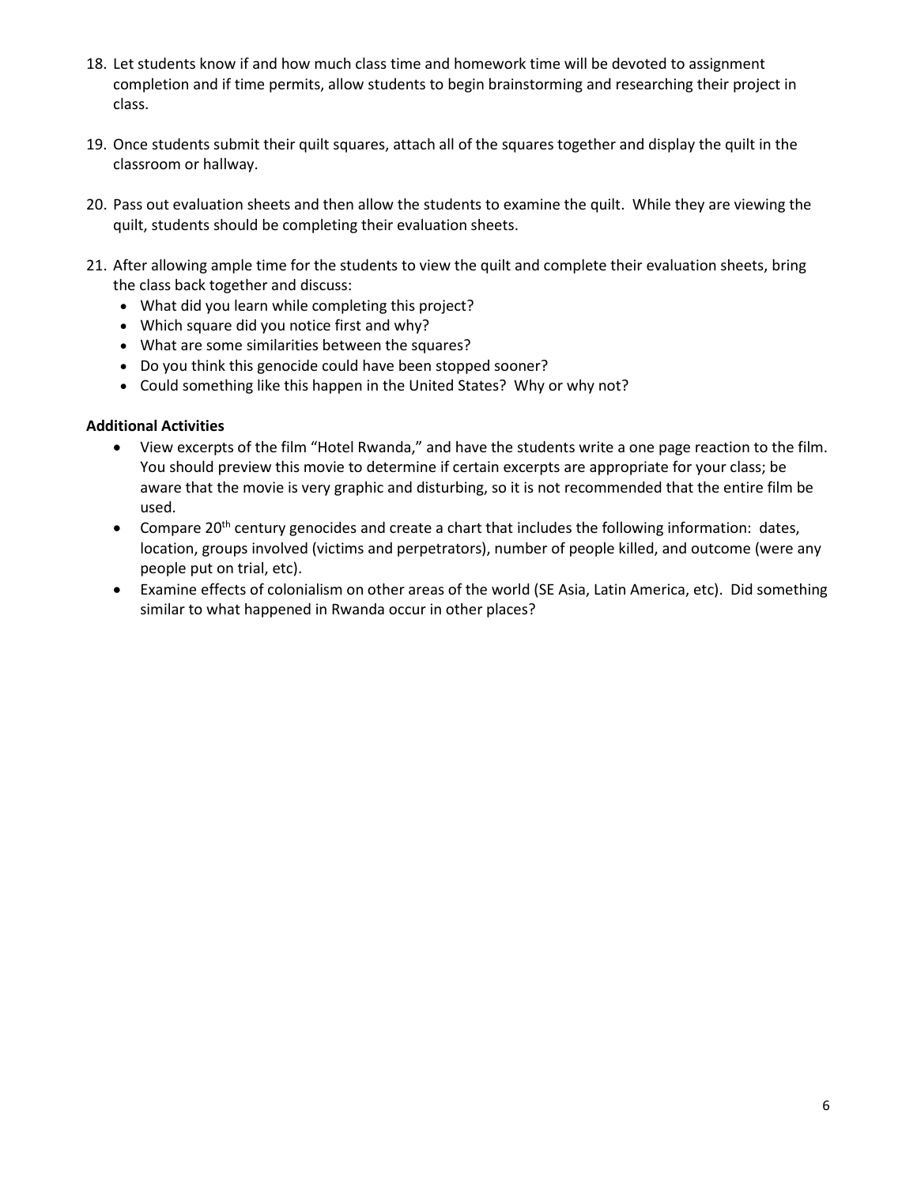18. Let students know if and how much class time and homework time will be devoted to assignment completion and if time permits, allow students to begin brainstorming and researching their project in class.

19. Once students submit their quilt squares, attach all of the squares together and display the quilt in the classroom or hallway.

20. Pass out evaluation sheets and then allow the students to examine the quilt. While they are viewing the quilt, students should be completing their evaluation sheets.

21. After allowing ample time for the students to view the quilt and complete their evaluation sheets, bring the class back together and discuss:
    - What did you learn while completing this project?
    - Which square did you notice first and why?
    - What are some similarities between the squares?
    - Do you think this genocide could have been stopped sooner?
    - Could something like this happen in the United States? Why or why not?

**Additional Activities**

- View excerpts of the film "Hotel Rwanda," and have the students write a one page reaction to the film. You should preview this movie to determine if certain excerpts are appropriate for your class; be aware that the movie is very graphic and disturbing, so it is not recommended that the entire film be used.
- Compare 20th century genocides and create a chart that includes the following information: dates, location, groups involved (victims and perpetrators), number of people killed, and outcome (were any people put on trial, etc).
- Examine effects of colonialism on other areas of the world (SE Asia, Latin America, etc). Did something similar to what happened in Rwanda occur in other places?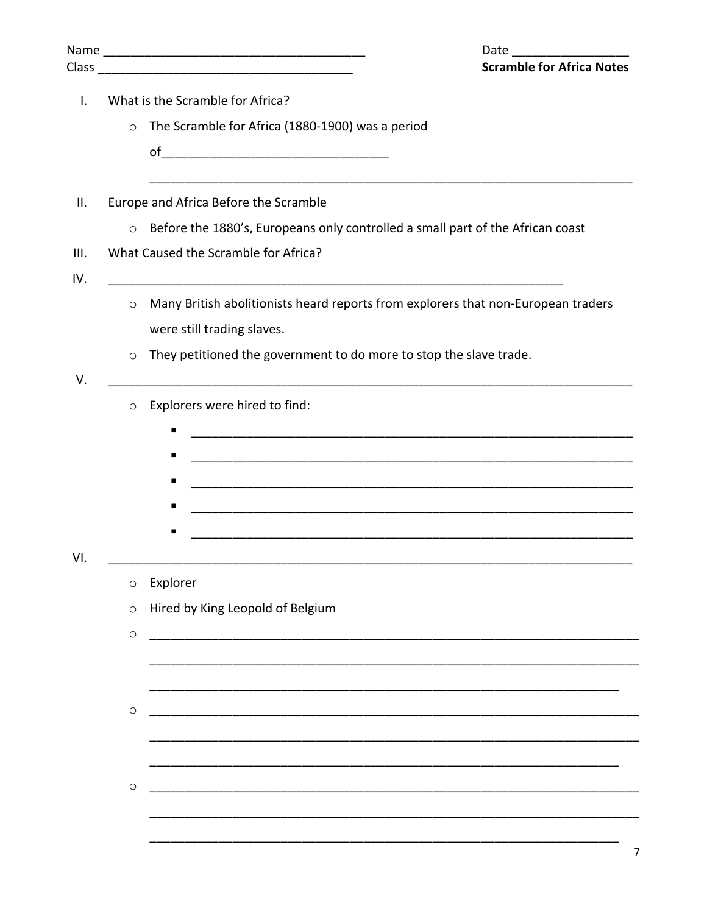Name ______________________________________ Date _________________

Class _____________________________________ **Scramble for Africa Notes**

I. What is the Scramble for Africa?
   - The Scramble for Africa (1880-1900) was a period of________________________________

     ______________________________________________________________________

II. Europe and Africa Before the Scramble
   - Before the 1880's, Europeans only controlled a small part of the African coast

III. What Caused the Scramble for Africa?

IV. ____________________________________________________________________
   - Many British abolitionists heard reports from explorers that non-European traders were still trading slaves.
   - They petitioned the government to do more to stop the slave trade.

V. ____________________________________________________________________
   - Explorers were hired to find:
     - ______________________________________________________________
     - ______________________________________________________________
     - ______________________________________________________________
     - ______________________________________________________________
     - ______________________________________________________________

VI. ____________________________________________________________________
   - Explorer
   - Hired by King Leopold of Belgium
   - ______________________________________________________________________

     ______________________________________________________________________

     ____________________________________________________________________
   - ______________________________________________________________________

     ______________________________________________________________________

     ____________________________________________________________________
   - ______________________________________________________________________

     ______________________________________________________________________

     ____________________________________________________________________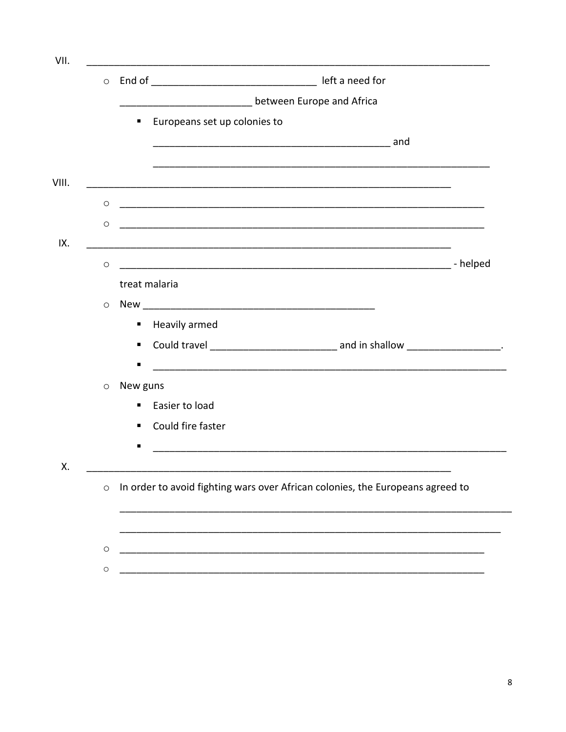VII. ______________________________________________________________________

- End of ______________________________ left a need for ________________________ between Europe and Africa
  - Europeans set up colonies to ____________________________________________ and ____________________________________________________________

VIII. _____________________________________________________________________

- _____________________________________________________________________
- _____________________________________________________________________

IX. _______________________________________________________________________

- ______________________________________________________________ - helped treat malaria
- New ____________________________________________
  - Heavily armed
  - Could travel ______________________ and in shallow _________________.
  - ____________________________________________________________________
- New guns
  - Easier to load
  - Could fire faster
  - ____________________________________________________________________

X. ________________________________________________________________________

- In order to avoid fighting wars over African colonies, the Europeans agreed to ________________________________________________________________________ ______________________________________________________________________
- _____________________________________________________________________
- _____________________________________________________________________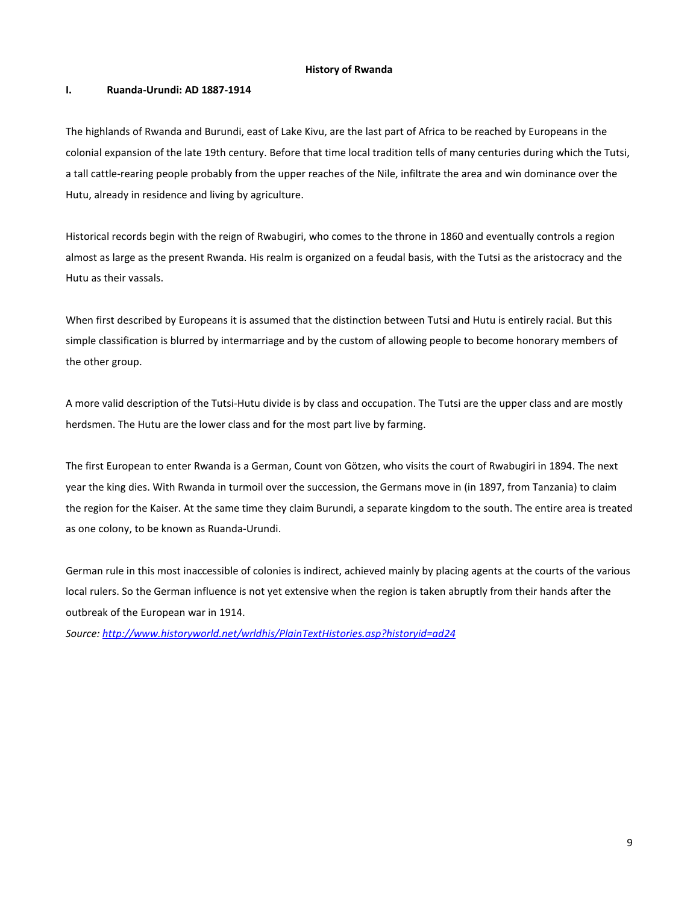# History of Rwanda

## I. Ruanda-Urundi: AD 1887-1914

The highlands of Rwanda and Burundi, east of Lake Kivu, are the last part of Africa to be reached by Europeans in the colonial expansion of the late 19th century. Before that time local tradition tells of many centuries during which the Tutsi, a tall cattle-rearing people probably from the upper reaches of the Nile, infiltrate the area and win dominance over the Hutu, already in residence and living by agriculture.

Historical records begin with the reign of Rwabugiri, who comes to the throne in 1860 and eventually controls a region almost as large as the present Rwanda. His realm is organized on a feudal basis, with the Tutsi as the aristocracy and the Hutu as their vassals.

When first described by Europeans it is assumed that the distinction between Tutsi and Hutu is entirely racial. But this simple classification is blurred by intermarriage and by the custom of allowing people to become honorary members of the other group.

A more valid description of the Tutsi-Hutu divide is by class and occupation. The Tutsi are the upper class and are mostly herdsmen. The Hutu are the lower class and for the most part live by farming.

The first European to enter Rwanda is a German, Count von Götzen, who visits the court of Rwabugiri in 1894. The next year the king dies. With Rwanda in turmoil over the succession, the Germans move in (in 1897, from Tanzania) to claim the region for the Kaiser. At the same time they claim Burundi, a separate kingdom to the south. The entire area is treated as one colony, to be known as Ruanda-Urundi.

German rule in this most inaccessible of colonies is indirect, achieved mainly by placing agents at the courts of the various local rulers. So the German influence is not yet extensive when the region is taken abruptly from their hands after the outbreak of the European war in 1914.

*Source: http://www.historyworld.net/wrldhis/PlainTextHistories.asp?historyid=ad24*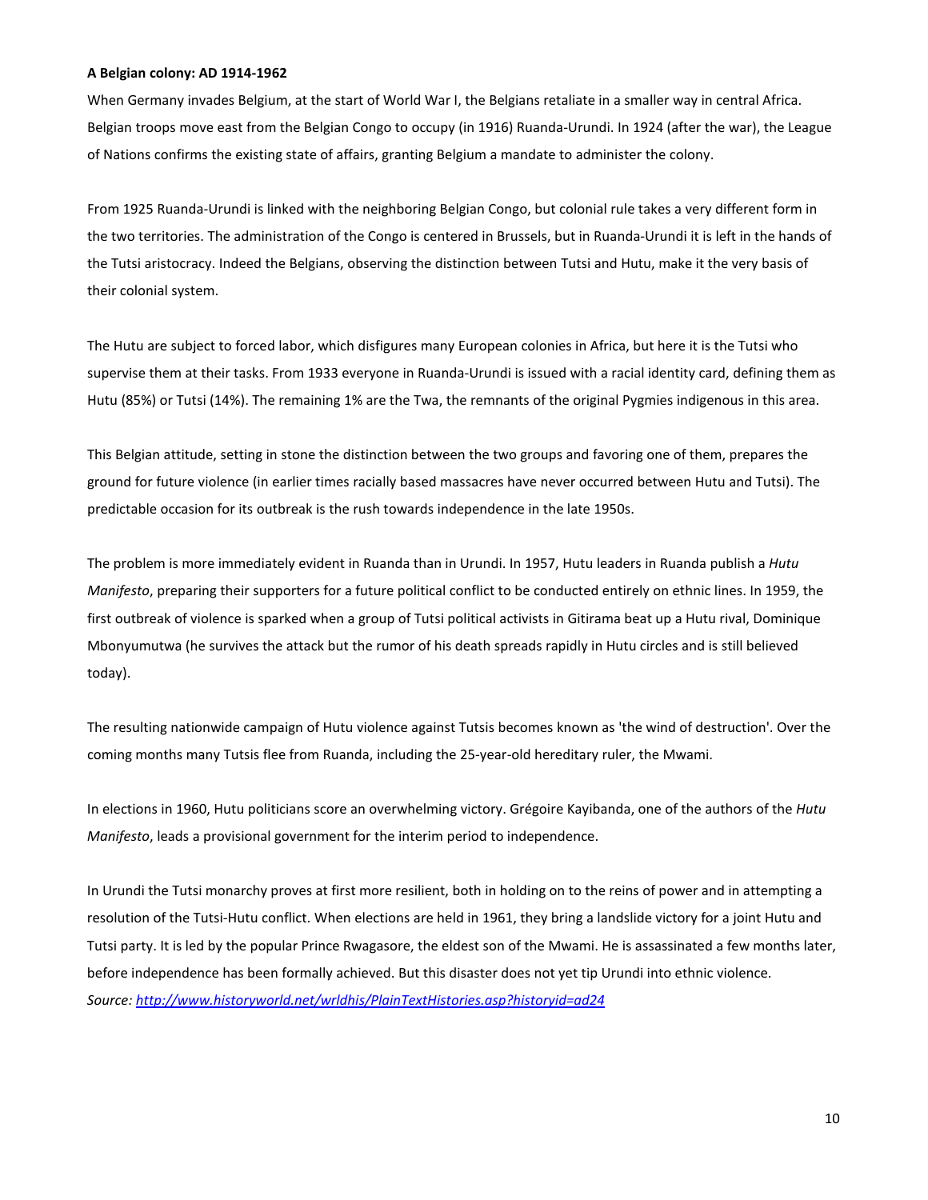**A Belgian colony: AD 1914-1962**

When Germany invades Belgium, at the start of World War I, the Belgians retaliate in a smaller way in central Africa. Belgian troops move east from the Belgian Congo to occupy (in 1916) Ruanda-Urundi. In 1924 (after the war), the League of Nations confirms the existing state of affairs, granting Belgium a mandate to administer the colony.

From 1925 Ruanda-Urundi is linked with the neighboring Belgian Congo, but colonial rule takes a very different form in the two territories. The administration of the Congo is centered in Brussels, but in Ruanda-Urundi it is left in the hands of the Tutsi aristocracy. Indeed the Belgians, observing the distinction between Tutsi and Hutu, make it the very basis of their colonial system.

The Hutu are subject to forced labor, which disfigures many European colonies in Africa, but here it is the Tutsi who supervise them at their tasks. From 1933 everyone in Ruanda-Urundi is issued with a racial identity card, defining them as Hutu (85%) or Tutsi (14%). The remaining 1% are the Twa, the remnants of the original Pygmies indigenous in this area.

This Belgian attitude, setting in stone the distinction between the two groups and favoring one of them, prepares the ground for future violence (in earlier times racially based massacres have never occurred between Hutu and Tutsi). The predictable occasion for its outbreak is the rush towards independence in the late 1950s.

The problem is more immediately evident in Ruanda than in Urundi. In 1957, Hutu leaders in Ruanda publish a *Hutu Manifesto*, preparing their supporters for a future political conflict to be conducted entirely on ethnic lines. In 1959, the first outbreak of violence is sparked when a group of Tutsi political activists in Gitirama beat up a Hutu rival, Dominique Mbonyumutwa (he survives the attack but the rumor of his death spreads rapidly in Hutu circles and is still believed today).

The resulting nationwide campaign of Hutu violence against Tutsis becomes known as 'the wind of destruction'. Over the coming months many Tutsis flee from Ruanda, including the 25-year-old hereditary ruler, the Mwami.

In elections in 1960, Hutu politicians score an overwhelming victory. Grégoire Kayibanda, one of the authors of the *Hutu Manifesto*, leads a provisional government for the interim period to independence.

In Urundi the Tutsi monarchy proves at first more resilient, both in holding on to the reins of power and in attempting a resolution of the Tutsi-Hutu conflict. When elections are held in 1961, they bring a landslide victory for a joint Hutu and Tutsi party. It is led by the popular Prince Rwagasore, the eldest son of the Mwami. He is assassinated a few months later, before independence has been formally achieved. But this disaster does not yet tip Urundi into ethnic violence.

*Source: http://www.historyworld.net/wrldhis/PlainTextHistories.asp?historyid=ad24*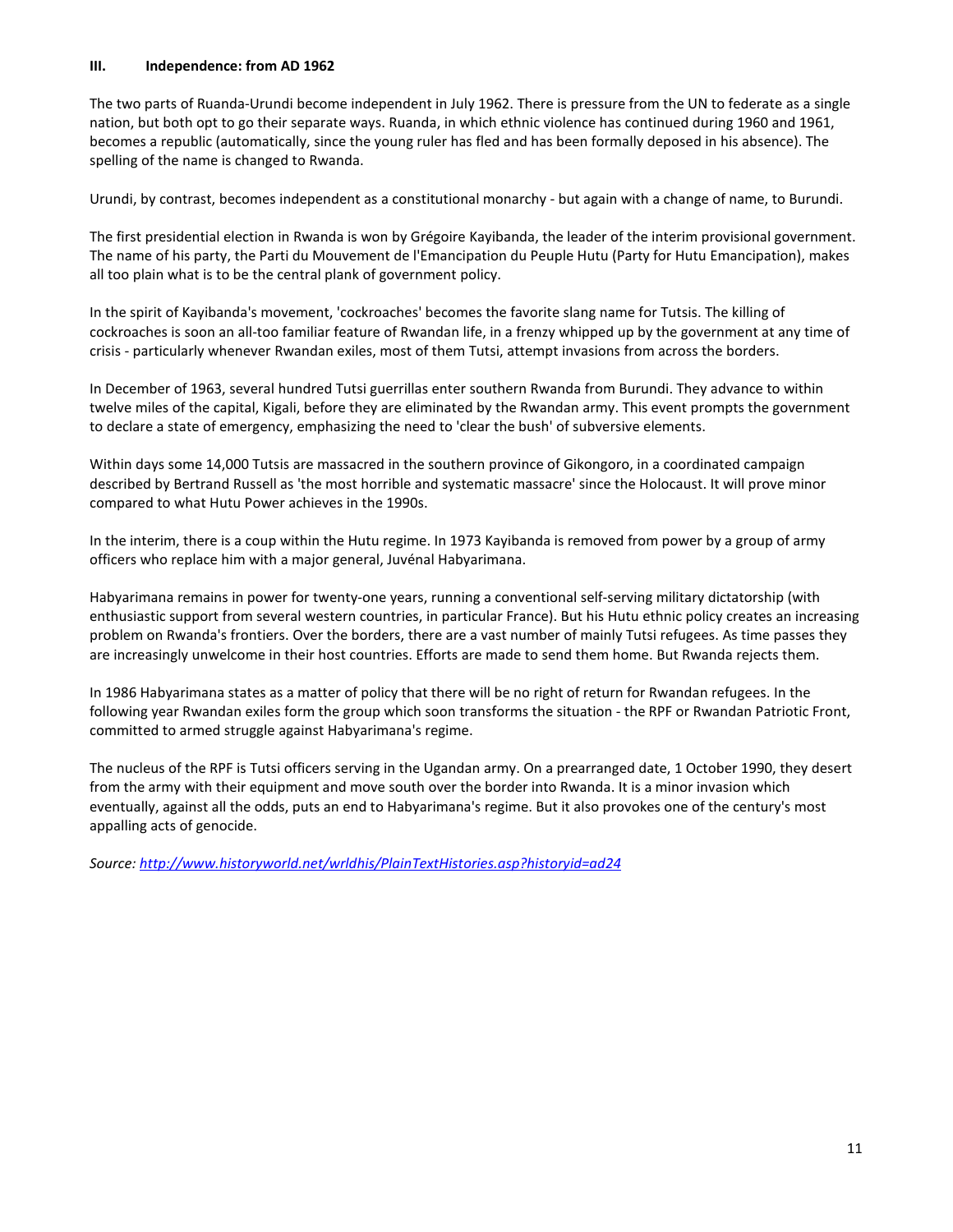### III. Independence: from AD 1962

The two parts of Ruanda-Urundi become independent in July 1962. There is pressure from the UN to federate as a single nation, but both opt to go their separate ways. Ruanda, in which ethnic violence has continued during 1960 and 1961, becomes a republic (automatically, since the young ruler has fled and has been formally deposed in his absence). The spelling of the name is changed to Rwanda.

Urundi, by contrast, becomes independent as a constitutional monarchy - but again with a change of name, to Burundi.

The first presidential election in Rwanda is won by Grégoire Kayibanda, the leader of the interim provisional government. The name of his party, the Parti du Mouvement de l'Emancipation du Peuple Hutu (Party for Hutu Emancipation), makes all too plain what is to be the central plank of government policy.

In the spirit of Kayibanda's movement, 'cockroaches' becomes the favorite slang name for Tutsis. The killing of cockroaches is soon an all-too familiar feature of Rwandan life, in a frenzy whipped up by the government at any time of crisis - particularly whenever Rwandan exiles, most of them Tutsi, attempt invasions from across the borders.

In December of 1963, several hundred Tutsi guerrillas enter southern Rwanda from Burundi. They advance to within twelve miles of the capital, Kigali, before they are eliminated by the Rwandan army. This event prompts the government to declare a state of emergency, emphasizing the need to 'clear the bush' of subversive elements.

Within days some 14,000 Tutsis are massacred in the southern province of Gikongoro, in a coordinated campaign described by Bertrand Russell as 'the most horrible and systematic massacre' since the Holocaust. It will prove minor compared to what Hutu Power achieves in the 1990s.

In the interim, there is a coup within the Hutu regime. In 1973 Kayibanda is removed from power by a group of army officers who replace him with a major general, Juvénal Habyarimana.

Habyarimana remains in power for twenty-one years, running a conventional self-serving military dictatorship (with enthusiastic support from several western countries, in particular France). But his Hutu ethnic policy creates an increasing problem on Rwanda's frontiers. Over the borders, there are a vast number of mainly Tutsi refugees. As time passes they are increasingly unwelcome in their host countries. Efforts are made to send them home. But Rwanda rejects them.

In 1986 Habyarimana states as a matter of policy that there will be no right of return for Rwandan refugees. In the following year Rwandan exiles form the group which soon transforms the situation - the RPF or Rwandan Patriotic Front, committed to armed struggle against Habyarimana's regime.

The nucleus of the RPF is Tutsi officers serving in the Ugandan army. On a prearranged date, 1 October 1990, they desert from the army with their equipment and move south over the border into Rwanda. It is a minor invasion which eventually, against all the odds, puts an end to Habyarimana's regime. But it also provokes one of the century's most appalling acts of genocide.

*Source: [http://www.historyworld.net/wrldhis/PlainTextHistories.asp?historyid=ad24](http://www.historyworld.net/wrldhis/PlainTextHistories.asp?historyid=ad24)*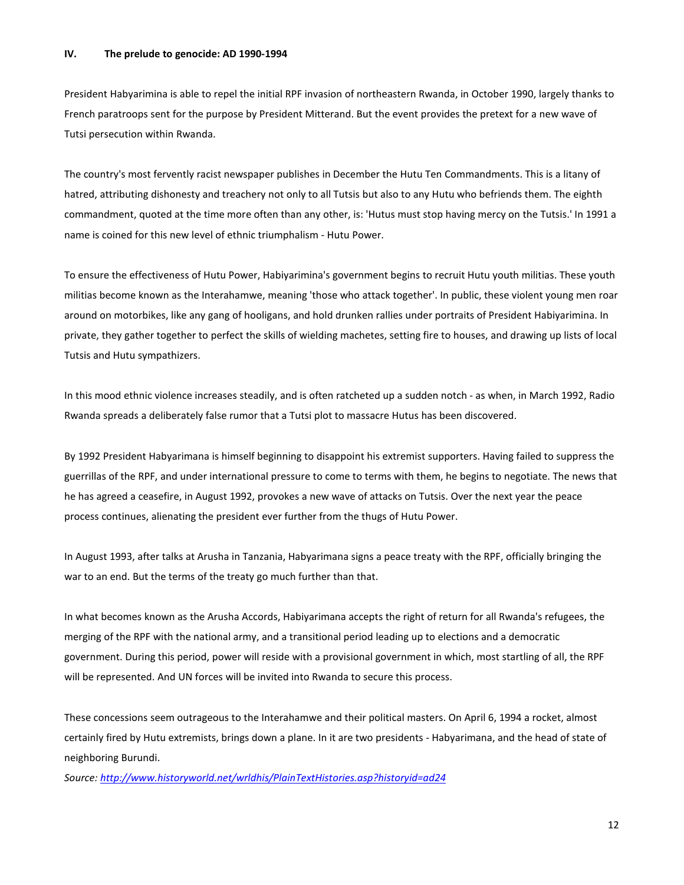## IV. The prelude to genocide: AD 1990-1994

President Habyarimina is able to repel the initial RPF invasion of northeastern Rwanda, in October 1990, largely thanks to French paratroops sent for the purpose by President Mitterand. But the event provides the pretext for a new wave of Tutsi persecution within Rwanda.

The country's most fervently racist newspaper publishes in December the Hutu Ten Commandments. This is a litany of hatred, attributing dishonesty and treachery not only to all Tutsis but also to any Hutu who befriends them. The eighth commandment, quoted at the time more often than any other, is: 'Hutus must stop having mercy on the Tutsis.' In 1991 a name is coined for this new level of ethnic triumphalism - Hutu Power.

To ensure the effectiveness of Hutu Power, Habyarimina's government begins to recruit Hutu youth militias. These youth militias become known as the Interahamwe, meaning 'those who attack together'. In public, these violent young men roar around on motorbikes, like any gang of hooligans, and hold drunken rallies under portraits of President Habyarimina. In private, they gather together to perfect the skills of wielding machetes, setting fire to houses, and drawing up lists of local Tutsis and Hutu sympathizers.

In this mood ethnic violence increases steadily, and is often ratcheted up a sudden notch - as when, in March 1992, Radio Rwanda spreads a deliberately false rumor that a Tutsi plot to massacre Hutus has been discovered.

By 1992 President Habyarimana is himself beginning to disappoint his extremist supporters. Having failed to suppress the guerrillas of the RPF, and under international pressure to come to terms with them, he begins to negotiate. The news that he has agreed a ceasefire, in August 1992, provokes a new wave of attacks on Tutsis. Over the next year the peace process continues, alienating the president ever further from the thugs of Hutu Power.

In August 1993, after talks at Arusha in Tanzania, Habyarimana signs a peace treaty with the RPF, officially bringing the war to an end. But the terms of the treaty go much further than that.

In what becomes known as the Arusha Accords, Habiyarimana accepts the right of return for all Rwanda's refugees, the merging of the RPF with the national army, and a transitional period leading up to elections and a democratic government. During this period, power will reside with a provisional government in which, most startling of all, the RPF will be represented. And UN forces will be invited into Rwanda to secure this process.

These concessions seem outrageous to the Interahamwe and their political masters. On April 6, 1994 a rocket, almost certainly fired by Hutu extremists, brings down a plane. In it are two presidents - Habyarimana, and the head of state of neighboring Burundi.

*Source: http://www.historyworld.net/wrldhis/PlainTextHistories.asp?historyid=ad24*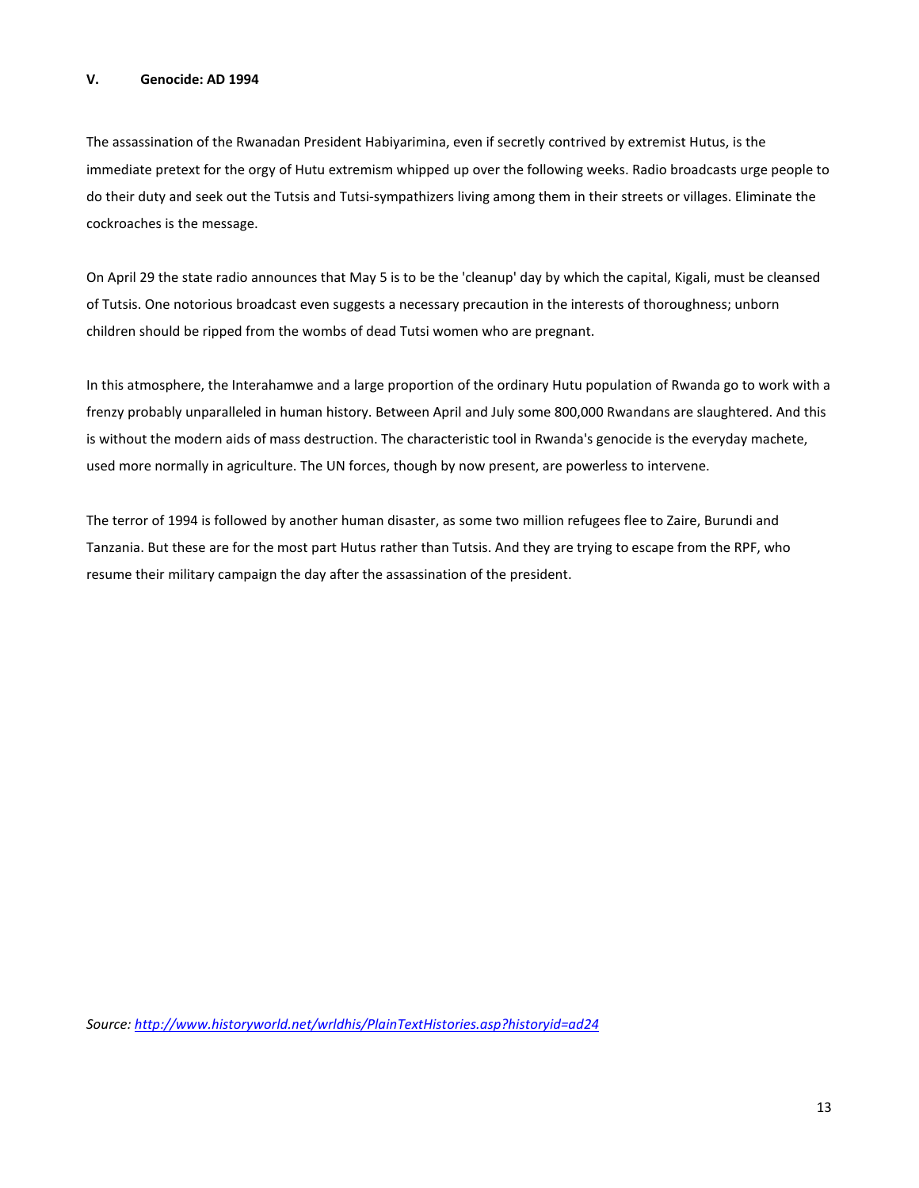## V. Genocide: AD 1994

The assassination of the Rwanadan President Habiyarimina, even if secretly contrived by extremist Hutus, is the immediate pretext for the orgy of Hutu extremism whipped up over the following weeks. Radio broadcasts urge people to do their duty and seek out the Tutsis and Tutsi-sympathizers living among them in their streets or villages. Eliminate the cockroaches is the message.

On April 29 the state radio announces that May 5 is to be the 'cleanup' day by which the capital, Kigali, must be cleansed of Tutsis. One notorious broadcast even suggests a necessary precaution in the interests of thoroughness; unborn children should be ripped from the wombs of dead Tutsi women who are pregnant.

In this atmosphere, the Interahamwe and a large proportion of the ordinary Hutu population of Rwanda go to work with a frenzy probably unparalleled in human history. Between April and July some 800,000 Rwandans are slaughtered. And this is without the modern aids of mass destruction. The characteristic tool in Rwanda's genocide is the everyday machete, used more normally in agriculture. The UN forces, though by now present, are powerless to intervene.

The terror of 1994 is followed by another human disaster, as some two million refugees flee to Zaire, Burundi and Tanzania. But these are for the most part Hutus rather than Tutsis. And they are trying to escape from the RPF, who resume their military campaign the day after the assassination of the president.

*Source: [http://www.historyworld.net/wrldhis/PlainTextHistories.asp?historyid=ad24](http://www.historyworld.net/wrldhis/PlainTextHistories.asp?historyid=ad24)*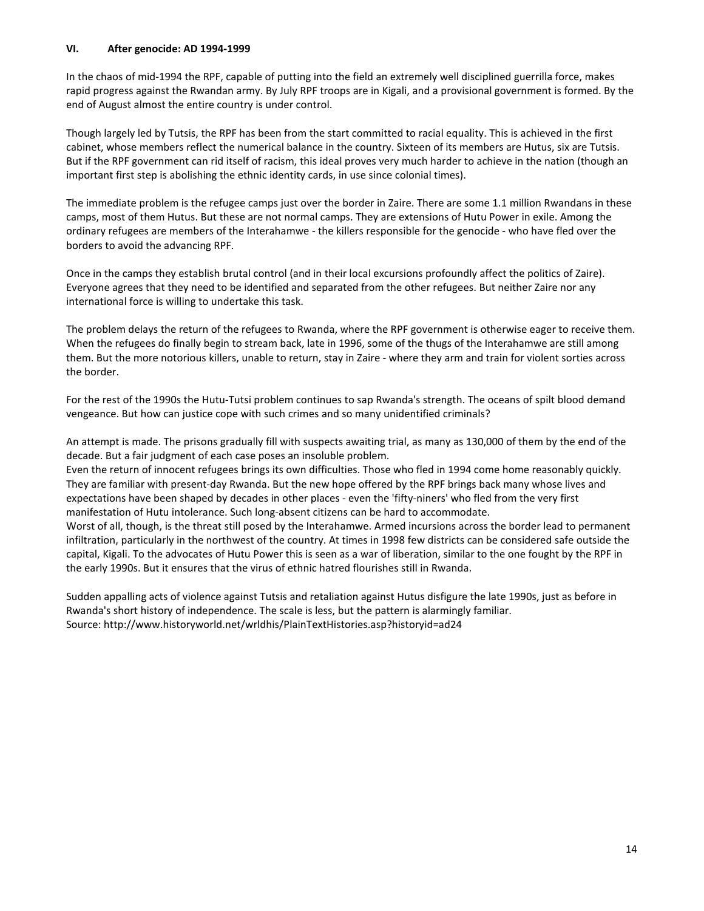**VI. After genocide: AD 1994-1999**

In the chaos of mid-1994 the RPF, capable of putting into the field an extremely well disciplined guerrilla force, makes rapid progress against the Rwandan army. By July RPF troops are in Kigali, and a provisional government is formed. By the end of August almost the entire country is under control.

Though largely led by Tutsis, the RPF has been from the start committed to racial equality. This is achieved in the first cabinet, whose members reflect the numerical balance in the country. Sixteen of its members are Hutus, six are Tutsis. But if the RPF government can rid itself of racism, this ideal proves very much harder to achieve in the nation (though an important first step is abolishing the ethnic identity cards, in use since colonial times).

The immediate problem is the refugee camps just over the border in Zaire. There are some 1.1 million Rwandans in these camps, most of them Hutus. But these are not normal camps. They are extensions of Hutu Power in exile. Among the ordinary refugees are members of the Interahamwe - the killers responsible for the genocide - who have fled over the borders to avoid the advancing RPF.

Once in the camps they establish brutal control (and in their local excursions profoundly affect the politics of Zaire). Everyone agrees that they need to be identified and separated from the other refugees. But neither Zaire nor any international force is willing to undertake this task.

The problem delays the return of the refugees to Rwanda, where the RPF government is otherwise eager to receive them. When the refugees do finally begin to stream back, late in 1996, some of the thugs of the Interahamwe are still among them. But the more notorious killers, unable to return, stay in Zaire - where they arm and train for violent sorties across the border.

For the rest of the 1990s the Hutu-Tutsi problem continues to sap Rwanda's strength. The oceans of spilt blood demand vengeance. But how can justice cope with such crimes and so many unidentified criminals?

An attempt is made. The prisons gradually fill with suspects awaiting trial, as many as 130,000 of them by the end of the decade. But a fair judgment of each case poses an insoluble problem.
Even the return of innocent refugees brings its own difficulties. Those who fled in 1994 come home reasonably quickly. They are familiar with present-day Rwanda. But the new hope offered by the RPF brings back many whose lives and expectations have been shaped by decades in other places - even the 'fifty-niners' who fled from the very first manifestation of Hutu intolerance. Such long-absent citizens can be hard to accommodate.
Worst of all, though, is the threat still posed by the Interahamwe. Armed incursions across the border lead to permanent infiltration, particularly in the northwest of the country. At times in 1998 few districts can be considered safe outside the capital, Kigali. To the advocates of Hutu Power this is seen as a war of liberation, similar to the one fought by the RPF in the early 1990s. But it ensures that the virus of ethnic hatred flourishes still in Rwanda.

Sudden appalling acts of violence against Tutsis and retaliation against Hutus disfigure the late 1990s, just as before in Rwanda's short history of independence. The scale is less, but the pattern is alarmingly familiar.
Source: http://www.historyworld.net/wrldhis/PlainTextHistories.asp?historyid=ad24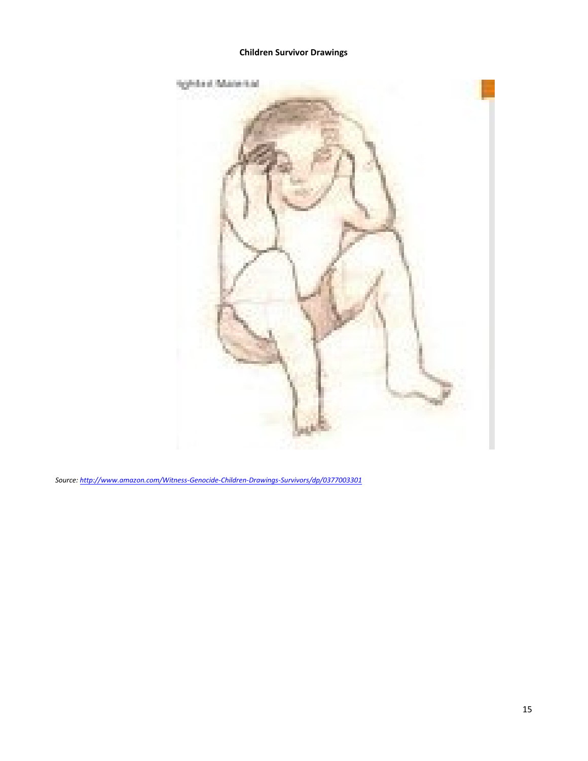**Children Survivor Drawings**

*Source: http://www.amazon.com/Witness-Genocide-Children-Drawings-Survivors/dp/0377003301*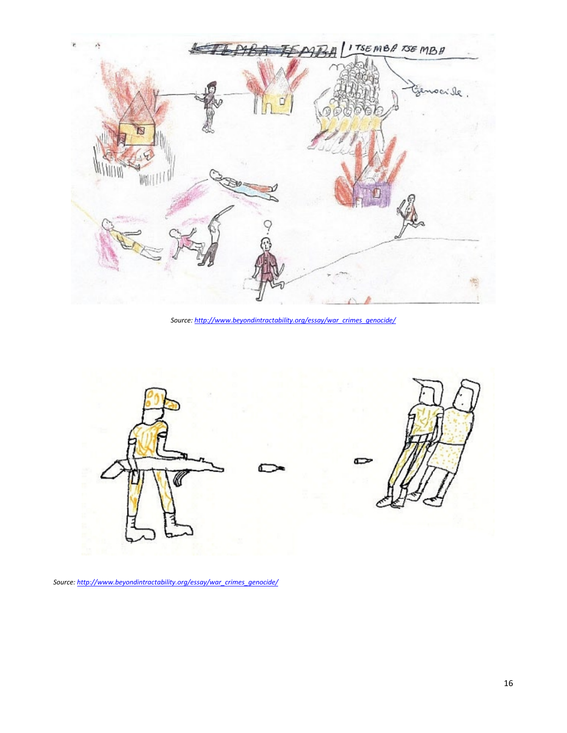Source: http://www.beyondintractability.org/essay/war_crimes_genocide/

Source: http://www.beyondintractability.org/essay/war_crimes_genocide/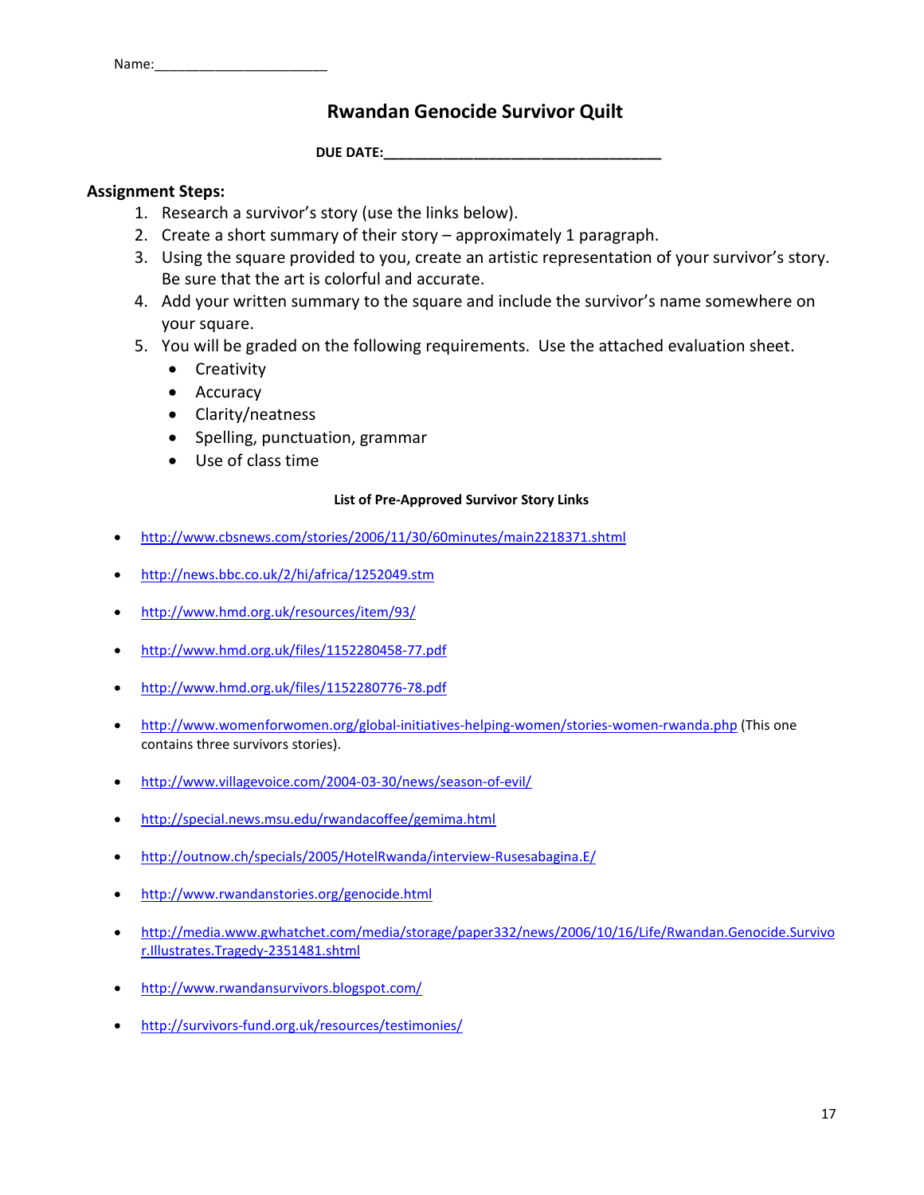Name:______________________

# Rwandan Genocide Survivor Quilt

**DUE DATE:___________________________________**

**Assignment Steps:**

1. Research a survivor's story (use the links below).
2. Create a short summary of their story – approximately 1 paragraph.
3. Using the square provided to you, create an artistic representation of your survivor's story. Be sure that the art is colorful and accurate.
4. Add your written summary to the square and include the survivor's name somewhere on your square.
5. You will be graded on the following requirements. Use the attached evaluation sheet.
   - Creativity
   - Accuracy
   - Clarity/neatness
   - Spelling, punctuation, grammar
   - Use of class time

**List of Pre-Approved Survivor Story Links**

- http://www.cbsnews.com/stories/2006/11/30/60minutes/main2218371.shtml
- http://news.bbc.co.uk/2/hi/africa/1252049.stm
- http://www.hmd.org.uk/resources/item/93/
- http://www.hmd.org.uk/files/1152280458-77.pdf
- http://www.hmd.org.uk/files/1152280776-78.pdf
- http://www.womenforwomen.org/global-initiatives-helping-women/stories-women-rwanda.php (This one contains three survivors stories).
- http://www.villagevoice.com/2004-03-30/news/season-of-evil/
- http://special.news.msu.edu/rwandacoffee/gemima.html
- http://outnow.ch/specials/2005/HotelRwanda/interview-Rusesabagina.E/
- http://www.rwandanstories.org/genocide.html
- http://media.www.gwhatchet.com/media/storage/paper332/news/2006/10/16/Life/Rwandan.Genocide.Survivor.Illustrates.Tragedy-2351481.shtml
- http://www.rwandansurvivors.blogspot.com/
- http://survivors-fund.org.uk/resources/testimonies/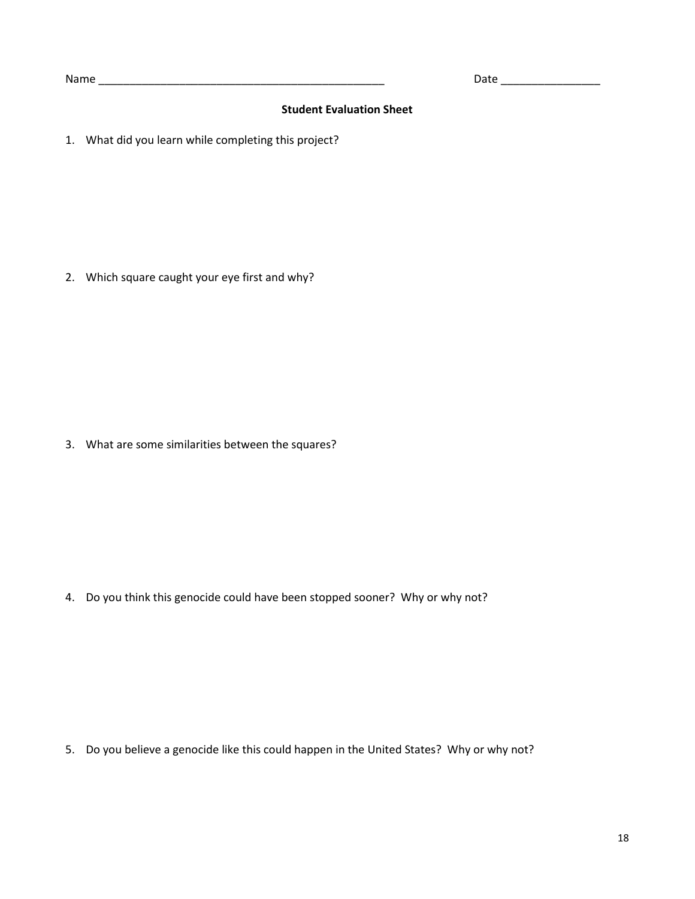Name ________________________________________________ Date ________________

**Student Evaluation Sheet**

1. What did you learn while completing this project?

2. Which square caught your eye first and why?

3. What are some similarities between the squares?

4. Do you think this genocide could have been stopped sooner? Why or why not?

5. Do you believe a genocide like this could happen in the United States? Why or why not?